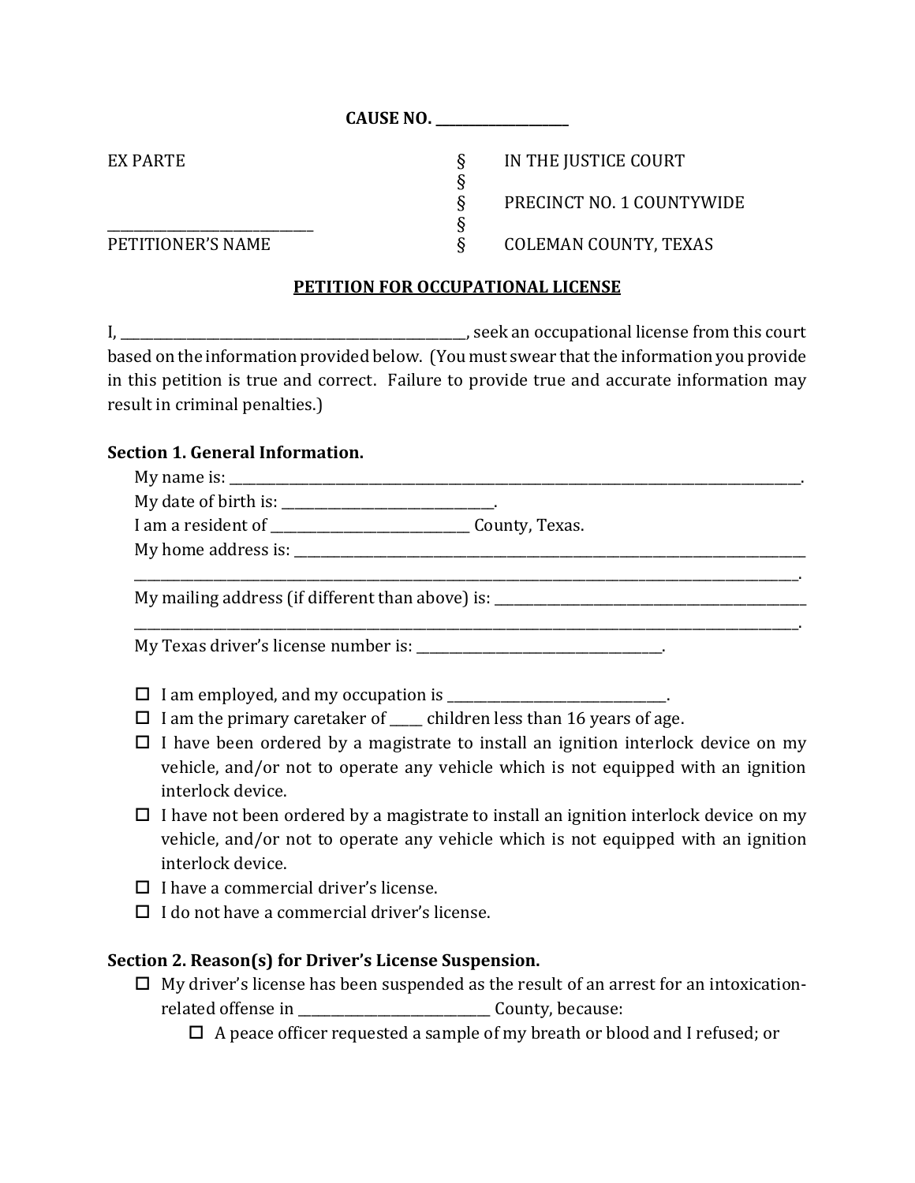**CAUSE NO. ____________________**

| | | |
|---|---|---|
| EX PARTE | § | IN THE JUSTICE COURT |
| | § | |
| | § | PRECINCT NO. 1 COUNTYWIDE |
| ______________________________ | § | |
| PETITIONER'S NAME | § | COLEMAN COUNTY, TEXAS |

**PETITION FOR OCCUPATIONAL LICENSE**

I, ____________________________________________________, seek an occupational license from this court based on the information provided below. (You must swear that the information you provide in this petition is true and correct. Failure to provide true and accurate information may result in criminal penalties.)

**Section 1. General Information.**

My name is: ______________________________________________________________________________.

My date of birth is: ________________________________.

I am a resident of ______________________________ County, Texas.

My home address is: ______________________________________________________________________________ ______________________________________________________________________________.

My mailing address (if different than above) is: ______________________________________________________________________________ ______________________________________________________________________________.

My Texas driver's license number is: _____________________________________.

- ☐ I am employed, and my occupation is ________________________________.
- ☐ I am the primary caretaker of _____ children less than 16 years of age.
- ☐ I have been ordered by a magistrate to install an ignition interlock device on my vehicle, and/or not to operate any vehicle which is not equipped with an ignition interlock device.
- ☐ I have not been ordered by a magistrate to install an ignition interlock device on my vehicle, and/or not to operate any vehicle which is not equipped with an ignition interlock device.
- ☐ I have a commercial driver's license.
- ☐ I do not have a commercial driver's license.

**Section 2. Reason(s) for Driver's License Suspension.**

- ☐ My driver's license has been suspended as the result of an arrest for an intoxication-related offense in ____________________________ County, because:
  - ☐ A peace officer requested a sample of my breath or blood and I refused; or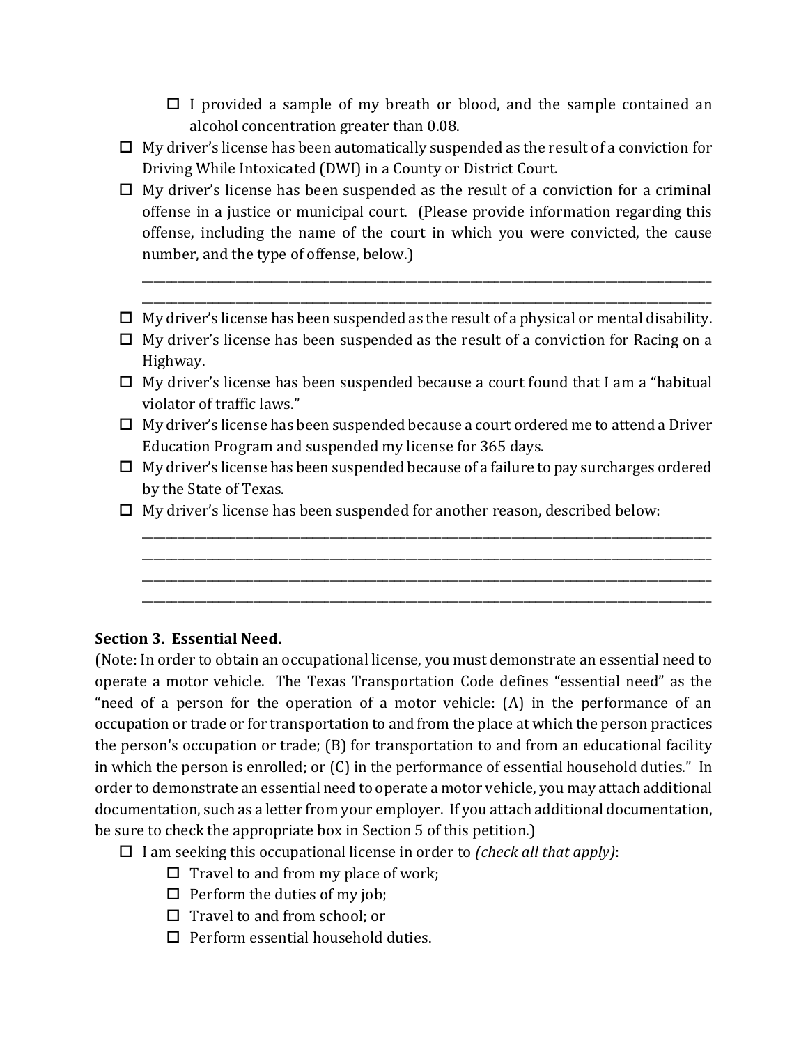- ☐ I provided a sample of my breath or blood, and the sample contained an alcohol concentration greater than 0.08.

- ☐ My driver's license has been automatically suspended as the result of a conviction for Driving While Intoxicated (DWI) in a County or District Court.
- ☐ My driver's license has been suspended as the result of a conviction for a criminal offense in a justice or municipal court. (Please provide information regarding this offense, including the name of the court in which you were convicted, the cause number, and the type of offense, below.)

  ______________________________________________________________________________
  ______________________________________________________________________________
- ☐ My driver's license has been suspended as the result of a physical or mental disability.
- ☐ My driver's license has been suspended as the result of a conviction for Racing on a Highway.
- ☐ My driver's license has been suspended because a court found that I am a "habitual violator of traffic laws."
- ☐ My driver's license has been suspended because a court ordered me to attend a Driver Education Program and suspended my license for 365 days.
- ☐ My driver's license has been suspended because of a failure to pay surcharges ordered by the State of Texas.
- ☐ My driver's license has been suspended for another reason, described below:

  ______________________________________________________________________________
  ______________________________________________________________________________
  ______________________________________________________________________________
  ______________________________________________________________________________

**Section 3. Essential Need.**

(Note: In order to obtain an occupational license, you must demonstrate an essential need to operate a motor vehicle. The Texas Transportation Code defines "essential need" as the "need of a person for the operation of a motor vehicle: (A) in the performance of an occupation or trade or for transportation to and from the place at which the person practices the person's occupation or trade; (B) for transportation to and from an educational facility in which the person is enrolled; or (C) in the performance of essential household duties." In order to demonstrate an essential need to operate a motor vehicle, you may attach additional documentation, such as a letter from your employer. If you attach additional documentation, be sure to check the appropriate box in Section 5 of this petition.)

- ☐ I am seeking this occupational license in order to *(check all that apply)*:
  - ☐ Travel to and from my place of work;
  - ☐ Perform the duties of my job;
  - ☐ Travel to and from school; or
  - ☐ Perform essential household duties.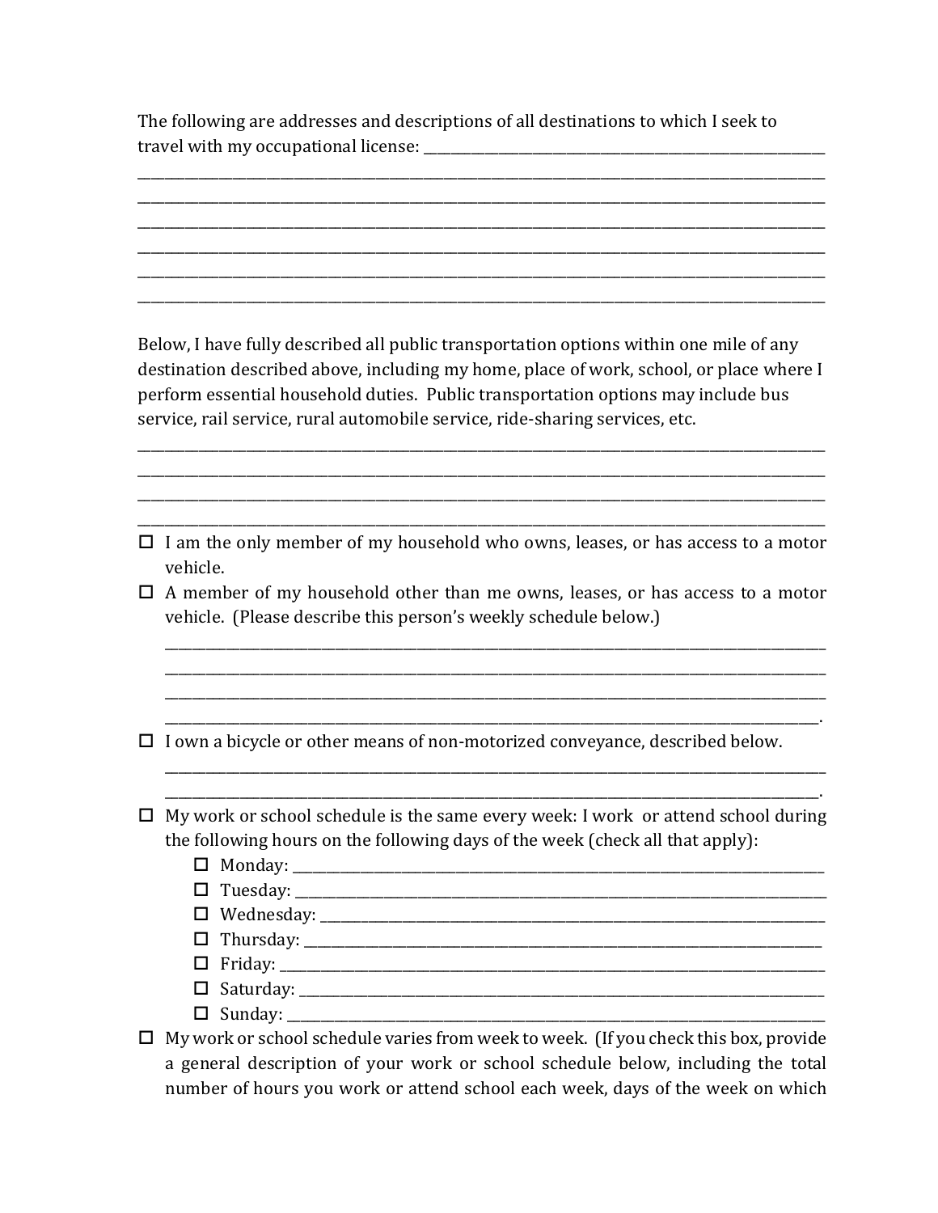The following are addresses and descriptions of all destinations to which I seek to travel with my occupational license: ______________________________________________

______________________________________________________________________________

______________________________________________________________________________

______________________________________________________________________________

______________________________________________________________________________

______________________________________________________________________________

______________________________________________________________________________

Below, I have fully described all public transportation options within one mile of any destination described above, including my home, place of work, school, or place where I perform essential household duties. Public transportation options may include bus service, rail service, rural automobile service, ride-sharing services, etc.

______________________________________________________________________________

______________________________________________________________________________

______________________________________________________________________________

______________________________________________________________________________

- ☐ I am the only member of my household who owns, leases, or has access to a motor vehicle.
- ☐ A member of my household other than me owns, leases, or has access to a motor vehicle. (Please describe this person's weekly schedule below.)

  ___________________________________________________________________________

  ___________________________________________________________________________

  ___________________________________________________________________________

  ___________________________________________________________________________.
- ☐ I own a bicycle or other means of non-motorized conveyance, described below.

  ___________________________________________________________________________

  ___________________________________________________________________________.
- ☐ My work or school schedule is the same every week: I work or attend school during the following hours on the following days of the week (check all that apply):
  - ☐ Monday: ____________________________________________________________
  - ☐ Tuesday: ____________________________________________________________
  - ☐ Wednesday: __________________________________________________________
  - ☐ Thursday: ___________________________________________________________
  - ☐ Friday: _____________________________________________________________
  - ☐ Saturday: ___________________________________________________________
  - ☐ Sunday: ____________________________________________________________
- ☐ My work or school schedule varies from week to week. (If you check this box, provide a general description of your work or school schedule below, including the total number of hours you work or attend school each week, days of the week on which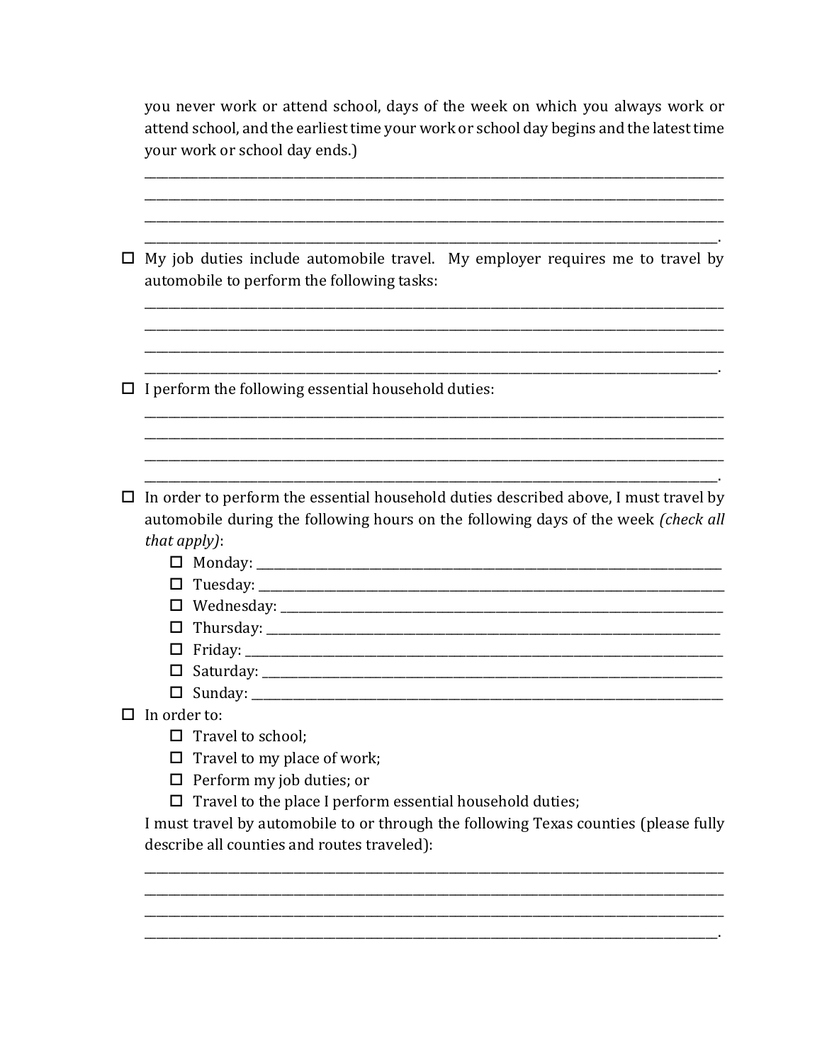you never work or attend school, days of the week on which you always work or attend school, and the earliest time your work or school day begins and the latest time your work or school day ends.)

\_\_\_\_\_\_\_\_\_\_\_\_\_\_\_\_\_\_\_\_\_\_\_\_\_\_\_\_\_\_\_\_\_\_\_\_\_\_\_\_\_\_\_\_\_\_\_\_\_\_\_\_\_\_\_\_\_\_\_\_\_\_\_\_\_\_\_\_\_\_\_\_\_\_\_\_\_\_
\_\_\_\_\_\_\_\_\_\_\_\_\_\_\_\_\_\_\_\_\_\_\_\_\_\_\_\_\_\_\_\_\_\_\_\_\_\_\_\_\_\_\_\_\_\_\_\_\_\_\_\_\_\_\_\_\_\_\_\_\_\_\_\_\_\_\_\_\_\_\_\_\_\_\_\_\_\_
\_\_\_\_\_\_\_\_\_\_\_\_\_\_\_\_\_\_\_\_\_\_\_\_\_\_\_\_\_\_\_\_\_\_\_\_\_\_\_\_\_\_\_\_\_\_\_\_\_\_\_\_\_\_\_\_\_\_\_\_\_\_\_\_\_\_\_\_\_\_\_\_\_\_\_\_\_\_
\_\_\_\_\_\_\_\_\_\_\_\_\_\_\_\_\_\_\_\_\_\_\_\_\_\_\_\_\_\_\_\_\_\_\_\_\_\_\_\_\_\_\_\_\_\_\_\_\_\_\_\_\_\_\_\_\_\_\_\_\_\_\_\_\_\_\_\_\_\_\_\_\_\_\_\_\_.

- ☐ My job duties include automobile travel. My employer requires me to travel by automobile to perform the following tasks:

  \_\_\_\_\_\_\_\_\_\_\_\_\_\_\_\_\_\_\_\_\_\_\_\_\_\_\_\_\_\_\_\_\_\_\_\_\_\_\_\_\_\_\_\_\_\_\_\_\_\_\_\_\_\_\_\_\_\_\_\_\_\_\_\_\_\_\_\_\_\_\_\_\_\_\_\_\_\_
  \_\_\_\_\_\_\_\_\_\_\_\_\_\_\_\_\_\_\_\_\_\_\_\_\_\_\_\_\_\_\_\_\_\_\_\_\_\_\_\_\_\_\_\_\_\_\_\_\_\_\_\_\_\_\_\_\_\_\_\_\_\_\_\_\_\_\_\_\_\_\_\_\_\_\_\_\_\_
  \_\_\_\_\_\_\_\_\_\_\_\_\_\_\_\_\_\_\_\_\_\_\_\_\_\_\_\_\_\_\_\_\_\_\_\_\_\_\_\_\_\_\_\_\_\_\_\_\_\_\_\_\_\_\_\_\_\_\_\_\_\_\_\_\_\_\_\_\_\_\_\_\_\_\_\_\_\_
  \_\_\_\_\_\_\_\_\_\_\_\_\_\_\_\_\_\_\_\_\_\_\_\_\_\_\_\_\_\_\_\_\_\_\_\_\_\_\_\_\_\_\_\_\_\_\_\_\_\_\_\_\_\_\_\_\_\_\_\_\_\_\_\_\_\_\_\_\_\_\_\_\_\_\_\_\_.

- ☐ I perform the following essential household duties:

  \_\_\_\_\_\_\_\_\_\_\_\_\_\_\_\_\_\_\_\_\_\_\_\_\_\_\_\_\_\_\_\_\_\_\_\_\_\_\_\_\_\_\_\_\_\_\_\_\_\_\_\_\_\_\_\_\_\_\_\_\_\_\_\_\_\_\_\_\_\_\_\_\_\_\_\_\_\_
  \_\_\_\_\_\_\_\_\_\_\_\_\_\_\_\_\_\_\_\_\_\_\_\_\_\_\_\_\_\_\_\_\_\_\_\_\_\_\_\_\_\_\_\_\_\_\_\_\_\_\_\_\_\_\_\_\_\_\_\_\_\_\_\_\_\_\_\_\_\_\_\_\_\_\_\_\_\_
  \_\_\_\_\_\_\_\_\_\_\_\_\_\_\_\_\_\_\_\_\_\_\_\_\_\_\_\_\_\_\_\_\_\_\_\_\_\_\_\_\_\_\_\_\_\_\_\_\_\_\_\_\_\_\_\_\_\_\_\_\_\_\_\_\_\_\_\_\_\_\_\_\_\_\_\_\_\_
  \_\_\_\_\_\_\_\_\_\_\_\_\_\_\_\_\_\_\_\_\_\_\_\_\_\_\_\_\_\_\_\_\_\_\_\_\_\_\_\_\_\_\_\_\_\_\_\_\_\_\_\_\_\_\_\_\_\_\_\_\_\_\_\_\_\_\_\_\_\_\_\_\_\_\_\_\_.

- ☐ In order to perform the essential household duties described above, I must travel by automobile during the following hours on the following days of the week *(check all that apply)*:
  - ☐ Monday: \_\_\_\_\_\_\_\_\_\_\_\_\_\_\_\_\_\_\_\_\_\_\_\_\_\_\_\_\_\_\_\_\_\_\_\_\_\_\_\_\_\_\_\_\_\_\_\_\_\_\_\_\_\_\_\_\_\_\_\_\_\_\_\_
  - ☐ Tuesday: \_\_\_\_\_\_\_\_\_\_\_\_\_\_\_\_\_\_\_\_\_\_\_\_\_\_\_\_\_\_\_\_\_\_\_\_\_\_\_\_\_\_\_\_\_\_\_\_\_\_\_\_\_\_\_\_\_\_\_\_\_\_\_\_
  - ☐ Wednesday: \_\_\_\_\_\_\_\_\_\_\_\_\_\_\_\_\_\_\_\_\_\_\_\_\_\_\_\_\_\_\_\_\_\_\_\_\_\_\_\_\_\_\_\_\_\_\_\_\_\_\_\_\_\_\_\_\_\_\_\_\_\_
  - ☐ Thursday: \_\_\_\_\_\_\_\_\_\_\_\_\_\_\_\_\_\_\_\_\_\_\_\_\_\_\_\_\_\_\_\_\_\_\_\_\_\_\_\_\_\_\_\_\_\_\_\_\_\_\_\_\_\_\_\_\_\_\_\_\_\_\_
  - ☐ Friday: \_\_\_\_\_\_\_\_\_\_\_\_\_\_\_\_\_\_\_\_\_\_\_\_\_\_\_\_\_\_\_\_\_\_\_\_\_\_\_\_\_\_\_\_\_\_\_\_\_\_\_\_\_\_\_\_\_\_\_\_\_\_\_\_\_
  - ☐ Saturday: \_\_\_\_\_\_\_\_\_\_\_\_\_\_\_\_\_\_\_\_\_\_\_\_\_\_\_\_\_\_\_\_\_\_\_\_\_\_\_\_\_\_\_\_\_\_\_\_\_\_\_\_\_\_\_\_\_\_\_\_\_\_\_
  - ☐ Sunday: \_\_\_\_\_\_\_\_\_\_\_\_\_\_\_\_\_\_\_\_\_\_\_\_\_\_\_\_\_\_\_\_\_\_\_\_\_\_\_\_\_\_\_\_\_\_\_\_\_\_\_\_\_\_\_\_\_\_\_\_\_\_\_\_
- ☐ In order to:
  - ☐ Travel to school;
  - ☐ Travel to my place of work;
  - ☐ Perform my job duties; or
  - ☐ Travel to the place I perform essential household duties;

  I must travel by automobile to or through the following Texas counties (please fully describe all counties and routes traveled):

  \_\_\_\_\_\_\_\_\_\_\_\_\_\_\_\_\_\_\_\_\_\_\_\_\_\_\_\_\_\_\_\_\_\_\_\_\_\_\_\_\_\_\_\_\_\_\_\_\_\_\_\_\_\_\_\_\_\_\_\_\_\_\_\_\_\_\_\_\_\_\_\_\_\_\_\_\_\_
  \_\_\_\_\_\_\_\_\_\_\_\_\_\_\_\_\_\_\_\_\_\_\_\_\_\_\_\_\_\_\_\_\_\_\_\_\_\_\_\_\_\_\_\_\_\_\_\_\_\_\_\_\_\_\_\_\_\_\_\_\_\_\_\_\_\_\_\_\_\_\_\_\_\_\_\_\_\_
  \_\_\_\_\_\_\_\_\_\_\_\_\_\_\_\_\_\_\_\_\_\_\_\_\_\_\_\_\_\_\_\_\_\_\_\_\_\_\_\_\_\_\_\_\_\_\_\_\_\_\_\_\_\_\_\_\_\_\_\_\_\_\_\_\_\_\_\_\_\_\_\_\_\_\_\_\_\_
  \_\_\_\_\_\_\_\_\_\_\_\_\_\_\_\_\_\_\_\_\_\_\_\_\_\_\_\_\_\_\_\_\_\_\_\_\_\_\_\_\_\_\_\_\_\_\_\_\_\_\_\_\_\_\_\_\_\_\_\_\_\_\_\_\_\_\_\_\_\_\_\_\_\_\_\_\_.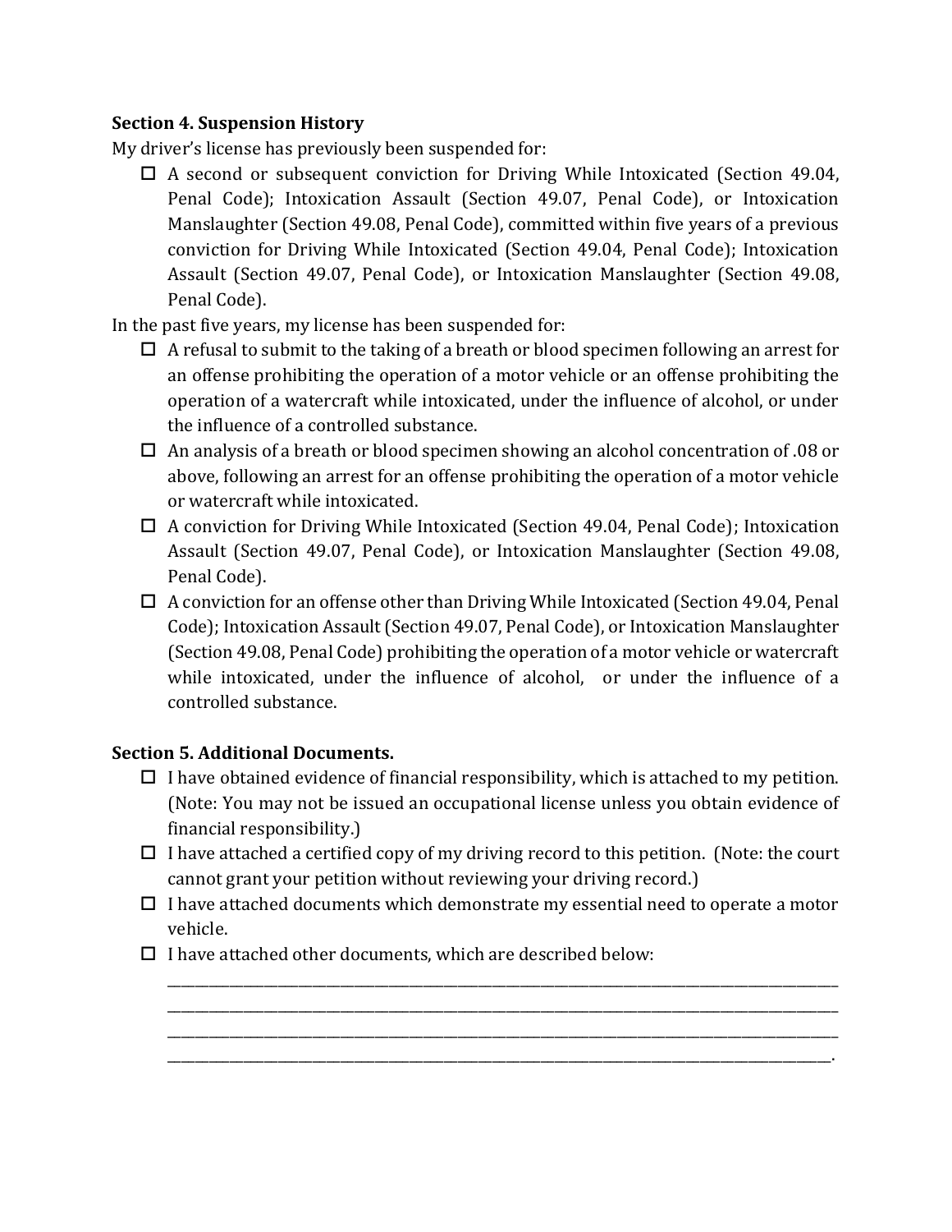**Section 4. Suspension History**

My driver's license has previously been suspended for:

- ☐ A second or subsequent conviction for Driving While Intoxicated (Section 49.04, Penal Code); Intoxication Assault (Section 49.07, Penal Code), or Intoxication Manslaughter (Section 49.08, Penal Code), committed within five years of a previous conviction for Driving While Intoxicated (Section 49.04, Penal Code); Intoxication Assault (Section 49.07, Penal Code), or Intoxication Manslaughter (Section 49.08, Penal Code).

In the past five years, my license has been suspended for:

- ☐ A refusal to submit to the taking of a breath or blood specimen following an arrest for an offense prohibiting the operation of a motor vehicle or an offense prohibiting the operation of a watercraft while intoxicated, under the influence of alcohol, or under the influence of a controlled substance.
- ☐ An analysis of a breath or blood specimen showing an alcohol concentration of .08 or above, following an arrest for an offense prohibiting the operation of a motor vehicle or watercraft while intoxicated.
- ☐ A conviction for Driving While Intoxicated (Section 49.04, Penal Code); Intoxication Assault (Section 49.07, Penal Code), or Intoxication Manslaughter (Section 49.08, Penal Code).
- ☐ A conviction for an offense other than Driving While Intoxicated (Section 49.04, Penal Code); Intoxication Assault (Section 49.07, Penal Code), or Intoxication Manslaughter (Section 49.08, Penal Code) prohibiting the operation of a motor vehicle or watercraft while intoxicated, under the influence of alcohol, or under the influence of a controlled substance.

**Section 5. Additional Documents.**

- ☐ I have obtained evidence of financial responsibility, which is attached to my petition. (Note: You may not be issued an occupational license unless you obtain evidence of financial responsibility.)
- ☐ I have attached a certified copy of my driving record to this petition. (Note: the court cannot grant your petition without reviewing your driving record.)
- ☐ I have attached documents which demonstrate my essential need to operate a motor vehicle.
- ☐ I have attached other documents, which are described below:

  ________________________________________________________________________________________
  ________________________________________________________________________________________
  ________________________________________________________________________________________
  ________________________________________________________________________________________.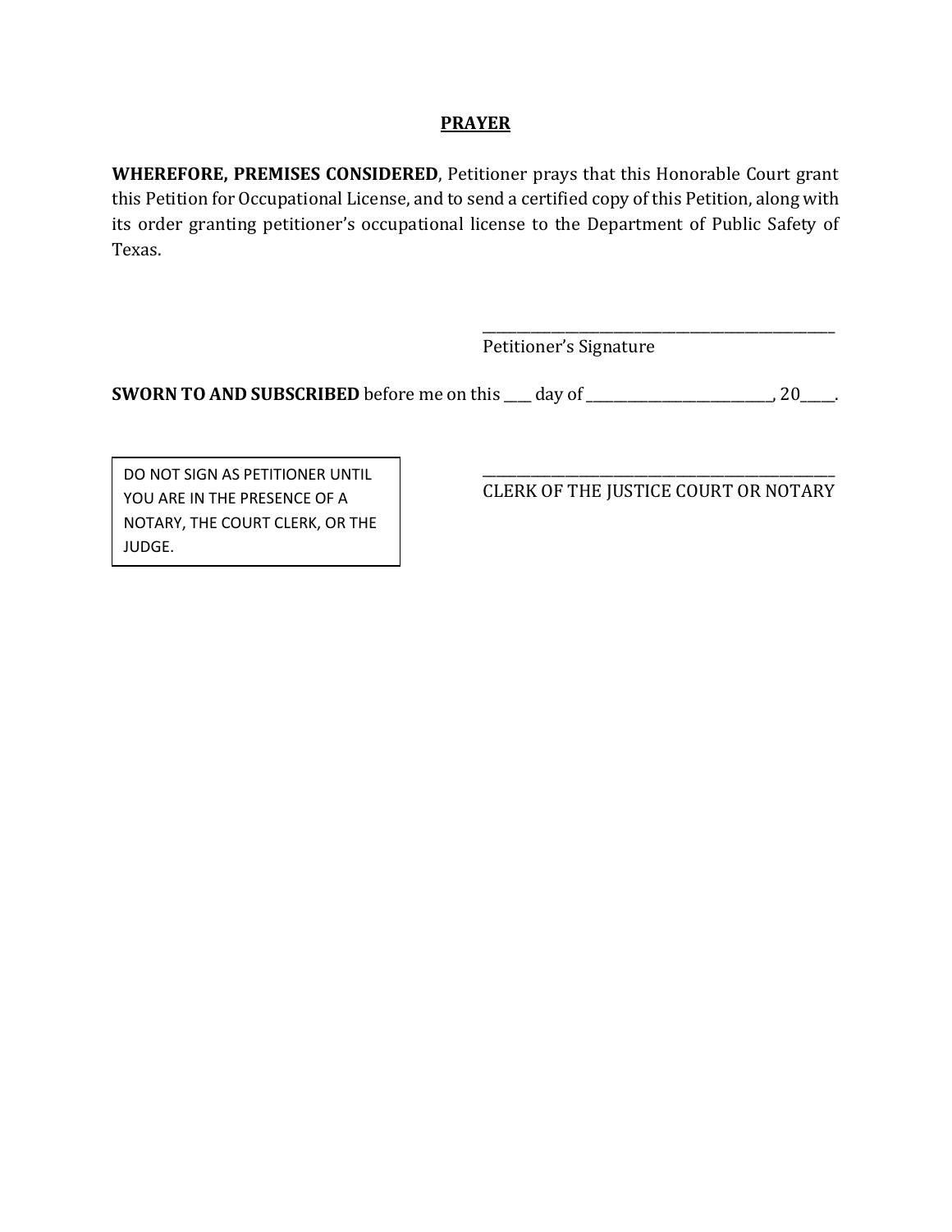**PRAYER**

**WHEREFORE, PREMISES CONSIDERED**, Petitioner prays that this Honorable Court grant this Petition for Occupational License, and to send a certified copy of this Petition, along with its order granting petitioner's occupational license to the Department of Public Safety of Texas.

\_\_\_\_\_\_\_\_\_\_\_\_\_\_\_\_\_\_\_\_\_\_\_\_\_\_\_\_\_\_\_\_\_\_\_\_\_\_\_\_\_\_\_\_\_\_\_\_

Petitioner's Signature

**SWORN TO AND SUBSCRIBED** before me on this \_\_\_\_ day of \_\_\_\_\_\_\_\_\_\_\_\_\_\_\_\_\_\_\_\_\_\_\_\_\_\_, 20\_\_\_\_\_.

\_\_\_\_\_\_\_\_\_\_\_\_\_\_\_\_\_\_\_\_\_\_\_\_\_\_\_\_\_\_\_\_\_\_\_\_\_\_\_\_\_\_\_\_\_\_\_\_

CLERK OF THE JUSTICE COURT OR NOTARY

DO NOT SIGN AS PETITIONER UNTIL YOU ARE IN THE PRESENCE OF A NOTARY, THE COURT CLERK, OR THE JUDGE.